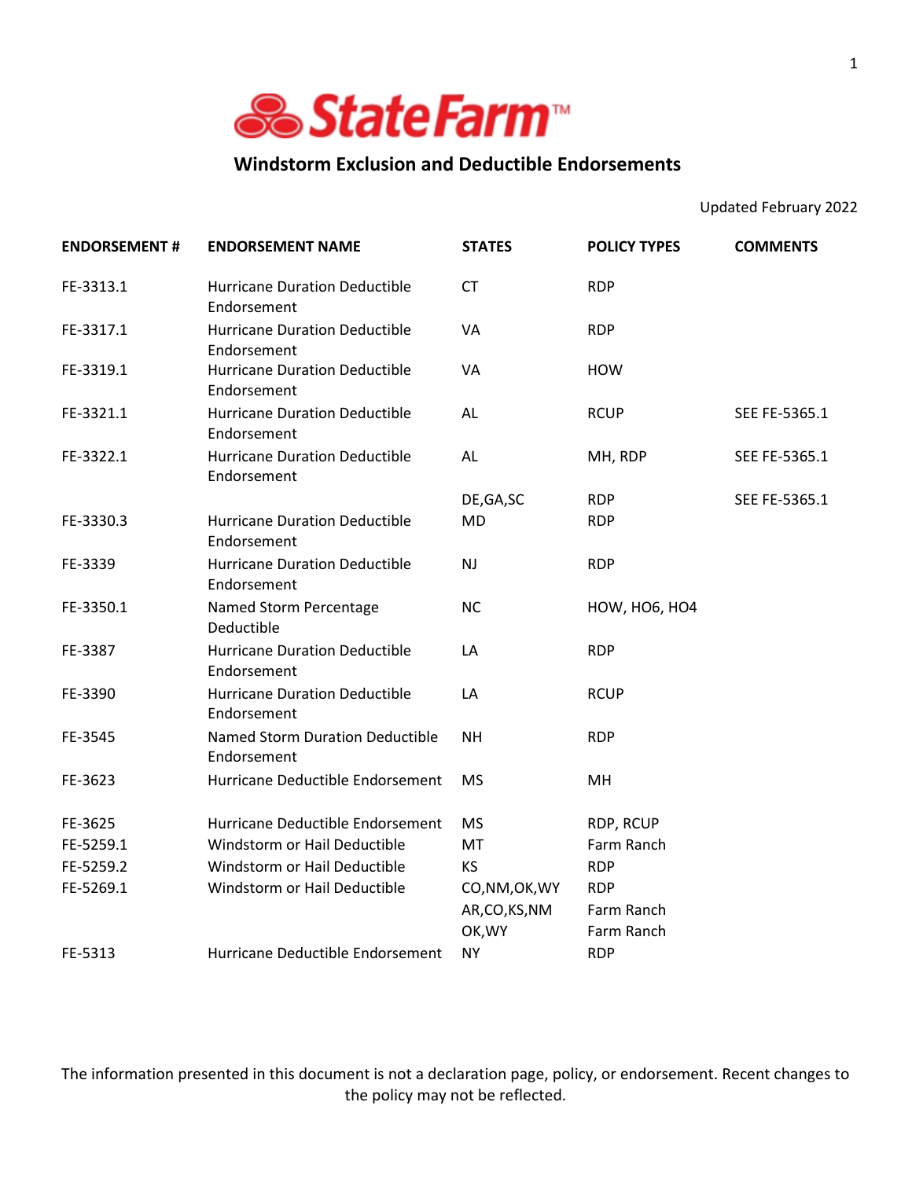State Farm™

# Windstorm Exclusion and Deductible Endorsements

Updated February 2022

| ENDORSEMENT # | ENDORSEMENT NAME | STATES | POLICY TYPES | COMMENTS |
|---|---|---|---|---|
| FE-3313.1 | Hurricane Duration Deductible Endorsement | CT | RDP | |
| FE-3317.1 | Hurricane Duration Deductible Endorsement | VA | RDP | |
| FE-3319.1 | Hurricane Duration Deductible Endorsement | VA | HOW | |
| FE-3321.1 | Hurricane Duration Deductible Endorsement | AL | RCUP | SEE FE-5365.1 |
| FE-3322.1 | Hurricane Duration Deductible Endorsement | AL | MH, RDP | SEE FE-5365.1 |
| | | DE,GA,SC | RDP | SEE FE-5365.1 |
| FE-3330.3 | Hurricane Duration Deductible Endorsement | MD | RDP | |
| FE-3339 | Hurricane Duration Deductible Endorsement | NJ | RDP | |
| FE-3350.1 | Named Storm Percentage Deductible | NC | HOW, HO6, HO4 | |
| FE-3387 | Hurricane Duration Deductible Endorsement | LA | RDP | |
| FE-3390 | Hurricane Duration Deductible Endorsement | LA | RCUP | |
| FE-3545 | Named Storm Duration Deductible Endorsement | NH | RDP | |
| FE-3623 | Hurricane Deductible Endorsement | MS | MH | |
| FE-3625 | Hurricane Deductible Endorsement | MS | RDP, RCUP | |
| FE-5259.1 | Windstorm or Hail Deductible | MT | Farm Ranch | |
| FE-5259.2 | Windstorm or Hail Deductible | KS | RDP | |
| FE-5269.1 | Windstorm or Hail Deductible | CO,NM,OK,WY | RDP | |
| | | AR,CO,KS,NM | Farm Ranch | |
| | | OK,WY | Farm Ranch | |
| FE-5313 | Hurricane Deductible Endorsement | NY | RDP | |

The information presented in this document is not a declaration page, policy, or endorsement. Recent changes to the policy may not be reflected.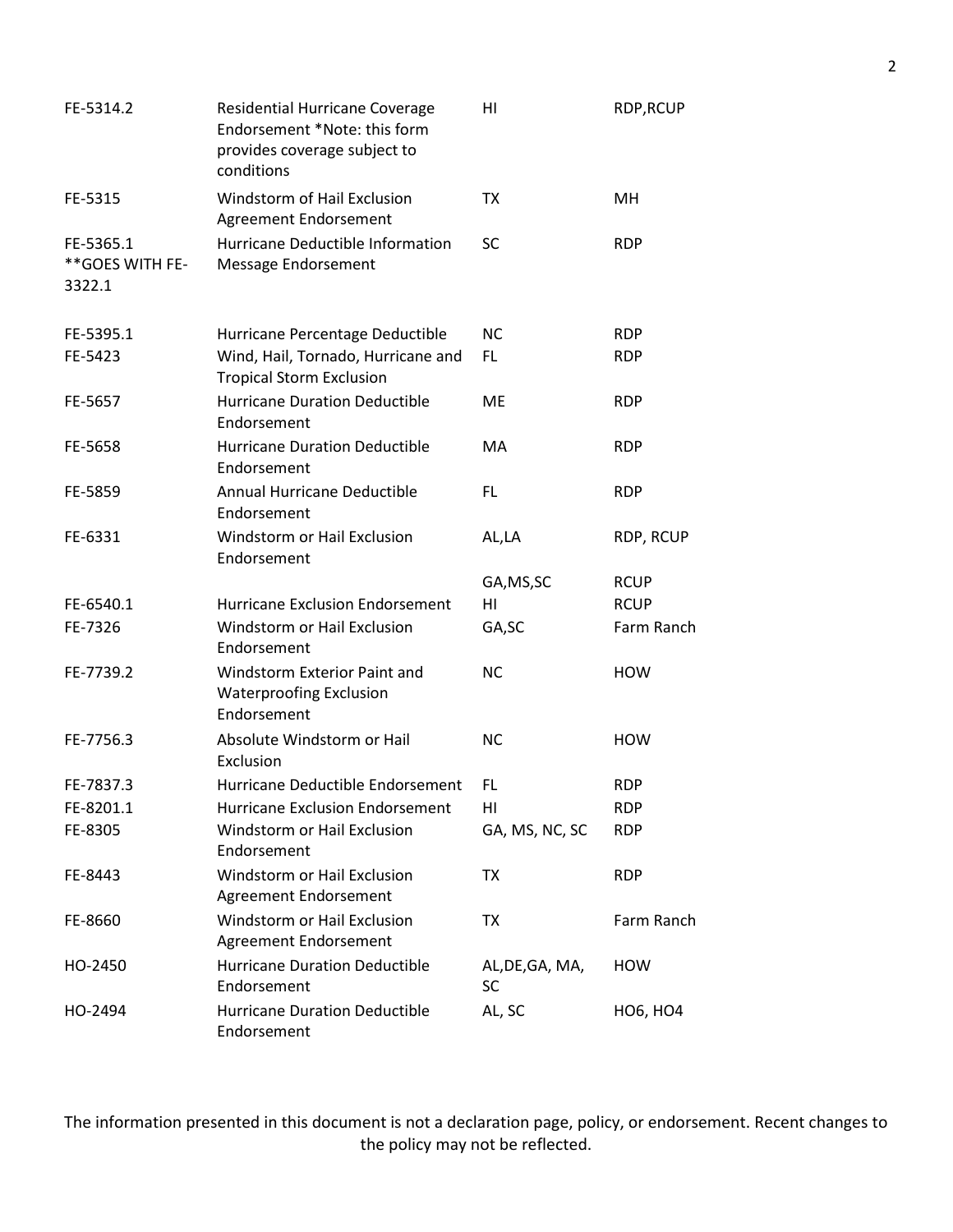| | | | |
|---|---|---|---|
| FE-5314.2 | Residential Hurricane Coverage Endorsement *Note: this form provides coverage subject to conditions | HI | RDP,RCUP |
| FE-5315 | Windstorm of Hail Exclusion Agreement Endorsement | TX | MH |
| FE-5365.1 **GOES WITH FE-3322.1 | Hurricane Deductible Information Message Endorsement | SC | RDP |
| FE-5395.1 | Hurricane Percentage Deductible | NC | RDP |
| FE-5423 | Wind, Hail, Tornado, Hurricane and Tropical Storm Exclusion | FL | RDP |
| FE-5657 | Hurricane Duration Deductible Endorsement | ME | RDP |
| FE-5658 | Hurricane Duration Deductible Endorsement | MA | RDP |
| FE-5859 | Annual Hurricane Deductible Endorsement | FL | RDP |
| FE-6331 | Windstorm or Hail Exclusion Endorsement | AL,LA | RDP, RCUP |
| | | GA,MS,SC | RCUP |
| FE-6540.1 | Hurricane Exclusion Endorsement | HI | RCUP |
| FE-7326 | Windstorm or Hail Exclusion Endorsement | GA,SC | Farm Ranch |
| FE-7739.2 | Windstorm Exterior Paint and Waterproofing Exclusion Endorsement | NC | HOW |
| FE-7756.3 | Absolute Windstorm or Hail Exclusion | NC | HOW |
| FE-7837.3 | Hurricane Deductible Endorsement | FL | RDP |
| FE-8201.1 | Hurricane Exclusion Endorsement | HI | RDP |
| FE-8305 | Windstorm or Hail Exclusion Endorsement | GA, MS, NC, SC | RDP |
| FE-8443 | Windstorm or Hail Exclusion Agreement Endorsement | TX | RDP |
| FE-8660 | Windstorm or Hail Exclusion Agreement Endorsement | TX | Farm Ranch |
| HO-2450 | Hurricane Duration Deductible Endorsement | AL,DE,GA, MA, SC | HOW |
| HO-2494 | Hurricane Duration Deductible Endorsement | AL, SC | HO6, HO4 |

The information presented in this document is not a declaration page, policy, or endorsement. Recent changes to the policy may not be reflected.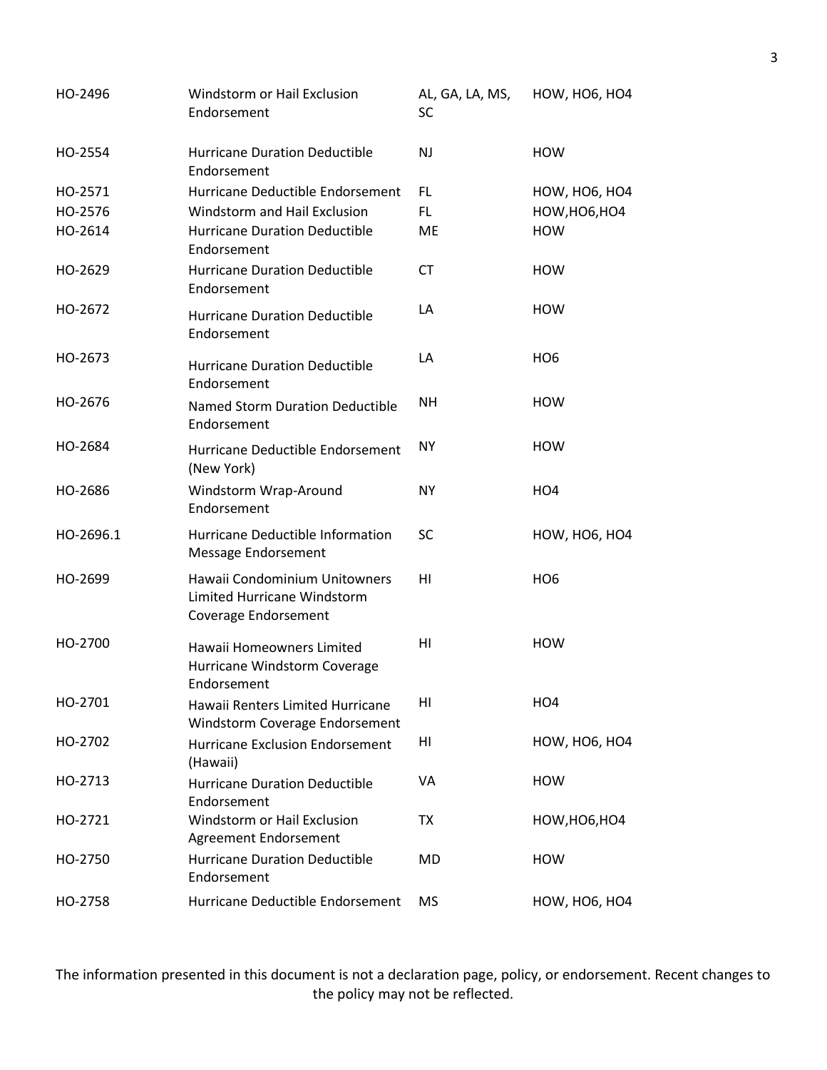| | | | |
|---|---|---|---|
| HO-2496 | Windstorm or Hail Exclusion Endorsement | AL, GA, LA, MS, SC | HOW, HO6, HO4 |
| HO-2554 | Hurricane Duration Deductible Endorsement | NJ | HOW |
| HO-2571 | Hurricane Deductible Endorsement | FL | HOW, HO6, HO4 |
| HO-2576 | Windstorm and Hail Exclusion | FL | HOW,HO6,HO4 |
| HO-2614 | Hurricane Duration Deductible Endorsement | ME | HOW |
| HO-2629 | Hurricane Duration Deductible Endorsement | CT | HOW |
| HO-2672 | Hurricane Duration Deductible Endorsement | LA | HOW |
| HO-2673 | Hurricane Duration Deductible Endorsement | LA | HO6 |
| HO-2676 | Named Storm Duration Deductible Endorsement | NH | HOW |
| HO-2684 | Hurricane Deductible Endorsement (New York) | NY | HOW |
| HO-2686 | Windstorm Wrap-Around Endorsement | NY | HO4 |
| HO-2696.1 | Hurricane Deductible Information Message Endorsement | SC | HOW, HO6, HO4 |
| HO-2699 | Hawaii Condominium Unitowners Limited Hurricane Windstorm Coverage Endorsement | HI | HO6 |
| HO-2700 | Hawaii Homeowners Limited Hurricane Windstorm Coverage Endorsement | HI | HOW |
| HO-2701 | Hawaii Renters Limited Hurricane Windstorm Coverage Endorsement | HI | HO4 |
| HO-2702 | Hurricane Exclusion Endorsement (Hawaii) | HI | HOW, HO6, HO4 |
| HO-2713 | Hurricane Duration Deductible Endorsement | VA | HOW |
| HO-2721 | Windstorm or Hail Exclusion Agreement Endorsement | TX | HOW,HO6,HO4 |
| HO-2750 | Hurricane Duration Deductible Endorsement | MD | HOW |
| HO-2758 | Hurricane Deductible Endorsement | MS | HOW, HO6, HO4 |

The information presented in this document is not a declaration page, policy, or endorsement. Recent changes to the policy may not be reflected.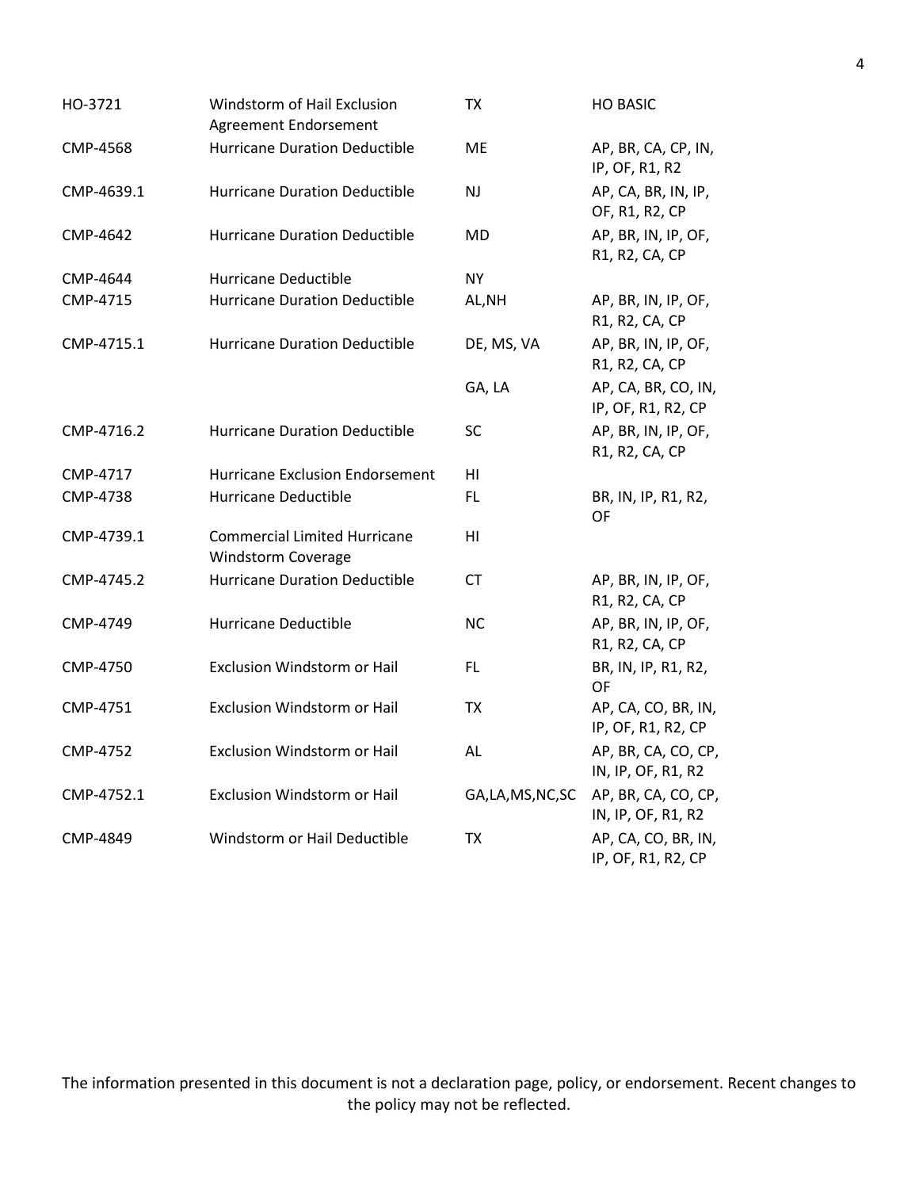| | | | |
|---|---|---|---|
| HO-3721 | Windstorm of Hail Exclusion Agreement Endorsement | TX | HO BASIC |
| CMP-4568 | Hurricane Duration Deductible | ME | AP, BR, CA, CP, IN, IP, OF, R1, R2 |
| CMP-4639.1 | Hurricane Duration Deductible | NJ | AP, CA, BR, IN, IP, OF, R1, R2, CP |
| CMP-4642 | Hurricane Duration Deductible | MD | AP, BR, IN, IP, OF, R1, R2, CA, CP |
| CMP-4644 | Hurricane Deductible | NY | |
| CMP-4715 | Hurricane Duration Deductible | AL,NH | AP, BR, IN, IP, OF, R1, R2, CA, CP |
| CMP-4715.1 | Hurricane Duration Deductible | DE, MS, VA | AP, BR, IN, IP, OF, R1, R2, CA, CP |
| | | GA, LA | AP, CA, BR, CO, IN, IP, OF, R1, R2, CP |
| CMP-4716.2 | Hurricane Duration Deductible | SC | AP, BR, IN, IP, OF, R1, R2, CA, CP |
| CMP-4717 | Hurricane Exclusion Endorsement | HI | |
| CMP-4738 | Hurricane Deductible | FL | BR, IN, IP, R1, R2, OF |
| CMP-4739.1 | Commercial Limited Hurricane Windstorm Coverage | HI | |
| CMP-4745.2 | Hurricane Duration Deductible | CT | AP, BR, IN, IP, OF, R1, R2, CA, CP |
| CMP-4749 | Hurricane Deductible | NC | AP, BR, IN, IP, OF, R1, R2, CA, CP |
| CMP-4750 | Exclusion Windstorm or Hail | FL | BR, IN, IP, R1, R2, OF |
| CMP-4751 | Exclusion Windstorm or Hail | TX | AP, CA, CO, BR, IN, IP, OF, R1, R2, CP |
| CMP-4752 | Exclusion Windstorm or Hail | AL | AP, BR, CA, CO, CP, IN, IP, OF, R1, R2 |
| CMP-4752.1 | Exclusion Windstorm or Hail | GA,LA,MS,NC,SC | AP, BR, CA, CO, CP, IN, IP, OF, R1, R2 |
| CMP-4849 | Windstorm or Hail Deductible | TX | AP, CA, CO, BR, IN, IP, OF, R1, R2, CP |

The information presented in this document is not a declaration page, policy, or endorsement. Recent changes to the policy may not be reflected.